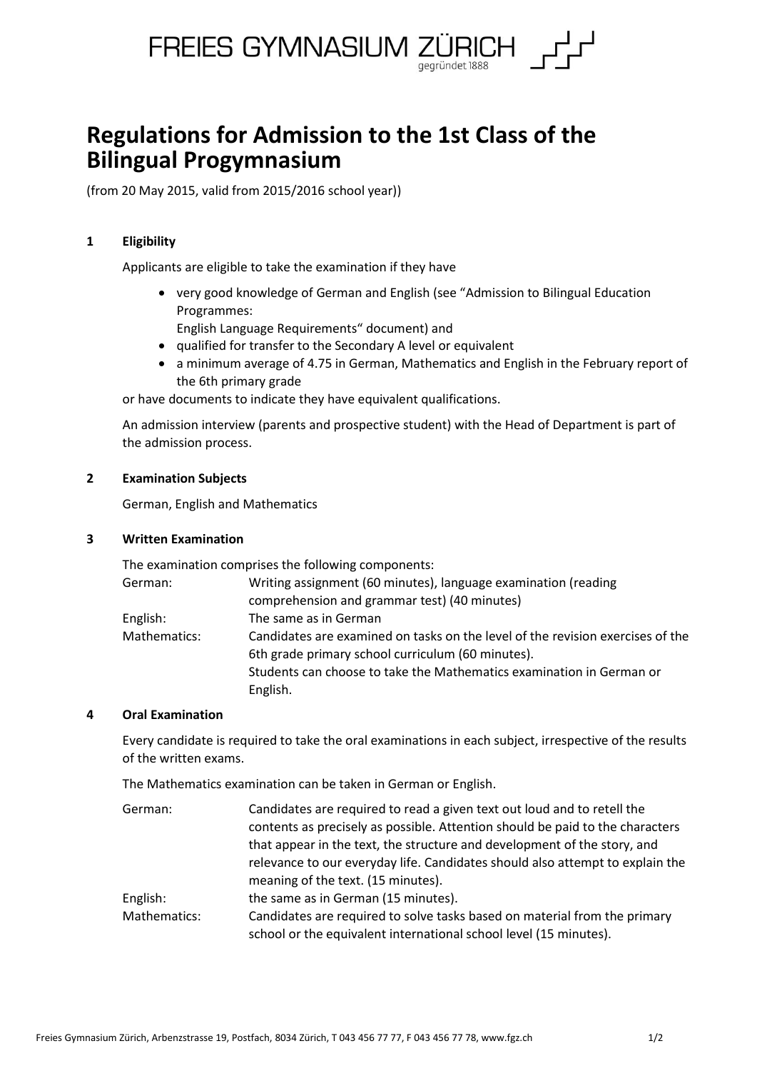FREIES GYMNASIUM ZÜRICH
gegründet 1888

# Regulations for Admission to the 1st Class of the Bilingual Progymnasium

(from 20 May 2015, valid from 2015/2016 school year))

## 1 Eligibility

Applicants are eligible to take the examination if they have

- very good knowledge of German and English (see "Admission to Bilingual Education Programmes:
  English Language Requirements" document) and
- qualified for transfer to the Secondary A level or equivalent
- a minimum average of 4.75 in German, Mathematics and English in the February report of the 6th primary grade

or have documents to indicate they have equivalent qualifications.

An admission interview (parents and prospective student) with the Head of Department is part of the admission process.

## 2 Examination Subjects

German, English and Mathematics

## 3 Written Examination

The examination comprises the following components:

| | |
|---|---|
| German: | Writing assignment (60 minutes), language examination (reading comprehension and grammar test) (40 minutes) |
| English: | The same as in German |
| Mathematics: | Candidates are examined on tasks on the level of the revision exercises of the 6th grade primary school curriculum (60 minutes). Students can choose to take the Mathematics examination in German or English. |

## 4 Oral Examination

Every candidate is required to take the oral examinations in each subject, irrespective of the results of the written exams.

The Mathematics examination can be taken in German or English.

| | |
|---|---|
| German: | Candidates are required to read a given text out loud and to retell the contents as precisely as possible. Attention should be paid to the characters that appear in the text, the structure and development of the story, and relevance to our everyday life. Candidates should also attempt to explain the meaning of the text. (15 minutes). |
| English: | the same as in German (15 minutes). |
| Mathematics: | Candidates are required to solve tasks based on material from the primary school or the equivalent international school level (15 minutes). |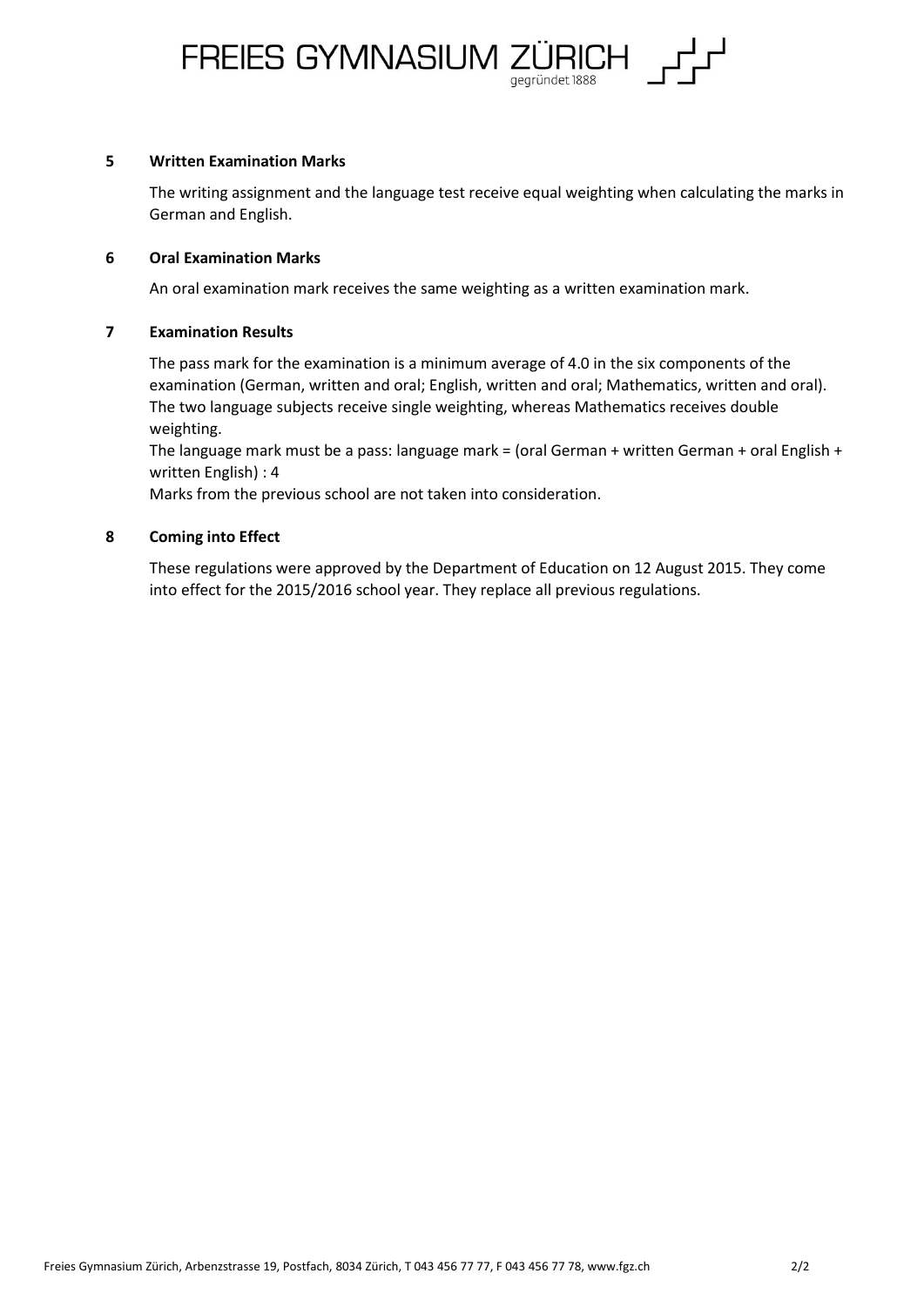## 5 Written Examination Marks

The writing assignment and the language test receive equal weighting when calculating the marks in German and English.

## 6 Oral Examination Marks

An oral examination mark receives the same weighting as a written examination mark.

## 7 Examination Results

The pass mark for the examination is a minimum average of 4.0 in the six components of the examination (German, written and oral; English, written and oral; Mathematics, written and oral). The two language subjects receive single weighting, whereas Mathematics receives double weighting.

The language mark must be a pass: language mark = (oral German + written German + oral English + written English) : 4

Marks from the previous school are not taken into consideration.

## 8 Coming into Effect

These regulations were approved by the Department of Education on 12 August 2015. They come into effect for the 2015/2016 school year. They replace all previous regulations.